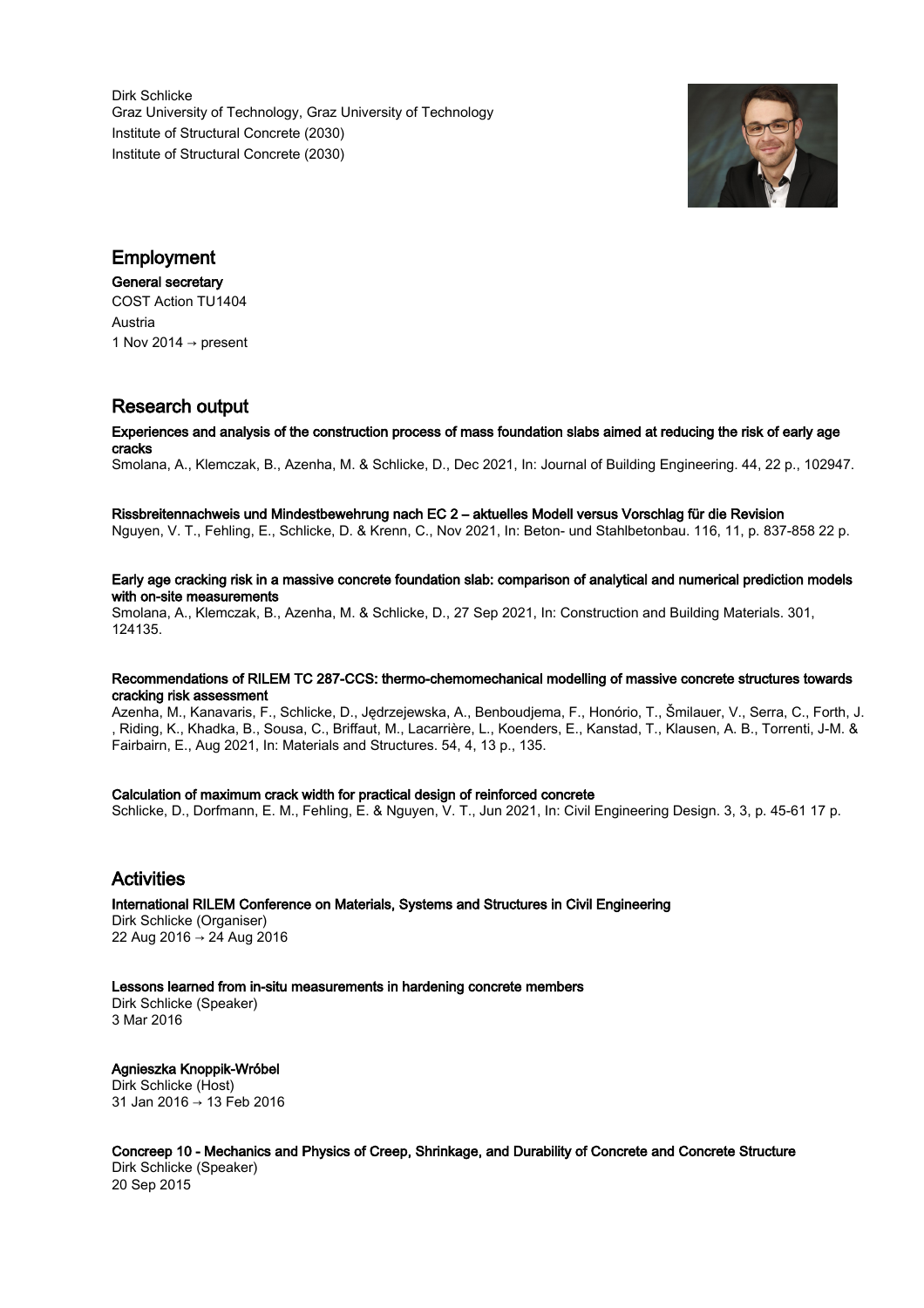Dirk Schlicke
Graz University of Technology, Graz University of Technology
Institute of Structural Concrete (2030)
Institute of Structural Concrete (2030)

## Employment

**General secretary**
COST Action TU1404
Austria
1 Nov 2014 → present

## Research output

**Experiences and analysis of the construction process of mass foundation slabs aimed at reducing the risk of early age cracks**
Smolana, A., Klemczak, B., Azenha, M. & Schlicke, D., Dec 2021, In: Journal of Building Engineering. 44, 22 p., 102947.

**Rissbreitennachweis und Mindestbewehrung nach EC 2 – aktuelles Modell versus Vorschlag für die Revision**
Nguyen, V. T., Fehling, E., Schlicke, D. & Krenn, C., Nov 2021, In: Beton- und Stahlbetonbau. 116, 11, p. 837-858 22 p.

**Early age cracking risk in a massive concrete foundation slab: comparison of analytical and numerical prediction models with on-site measurements**
Smolana, A., Klemczak, B., Azenha, M. & Schlicke, D., 27 Sep 2021, In: Construction and Building Materials. 301, 124135.

**Recommendations of RILEM TC 287-CCS: thermo-chemomechanical modelling of massive concrete structures towards cracking risk assessment**
Azenha, M., Kanavaris, F., Schlicke, D., Jędrzejewska, A., Benboudjema, F., Honório, T., Šmilauer, V., Serra, C., Forth, J., Riding, K., Khadka, B., Sousa, C., Briffaut, M., Lacarrière, L., Koenders, E., Kanstad, T., Klausen, A. B., Torrenti, J-M. & Fairbairn, E., Aug 2021, In: Materials and Structures. 54, 4, 13 p., 135.

**Calculation of maximum crack width for practical design of reinforced concrete**
Schlicke, D., Dorfmann, E. M., Fehling, E. & Nguyen, V. T., Jun 2021, In: Civil Engineering Design. 3, 3, p. 45-61 17 p.

## Activities

**International RILEM Conference on Materials, Systems and Structures in Civil Engineering**
Dirk Schlicke (Organiser)
22 Aug 2016 → 24 Aug 2016

**Lessons learned from in-situ measurements in hardening concrete members**
Dirk Schlicke (Speaker)
3 Mar 2016

**Agnieszka Knoppik-Wróbel**
Dirk Schlicke (Host)
31 Jan 2016 → 13 Feb 2016

**Concreep 10 - Mechanics and Physics of Creep, Shrinkage, and Durability of Concrete and Concrete Structure**
Dirk Schlicke (Speaker)
20 Sep 2015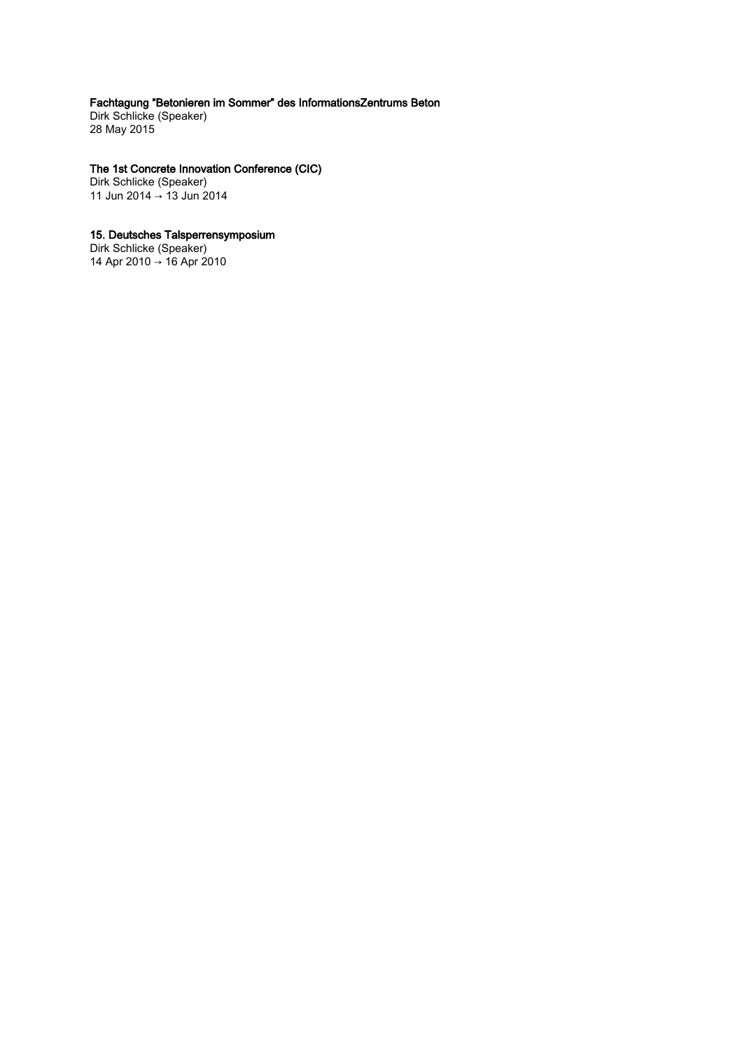**Fachtagung “Betonieren im Sommer” des InformationsZentrums Beton**
Dirk Schlicke (Speaker)
28 May 2015

**The 1st Concrete Innovation Conference (CIC)**
Dirk Schlicke (Speaker)
11 Jun 2014 → 13 Jun 2014

**15. Deutsches Talsperrensymposium**
Dirk Schlicke (Speaker)
14 Apr 2010 → 16 Apr 2010